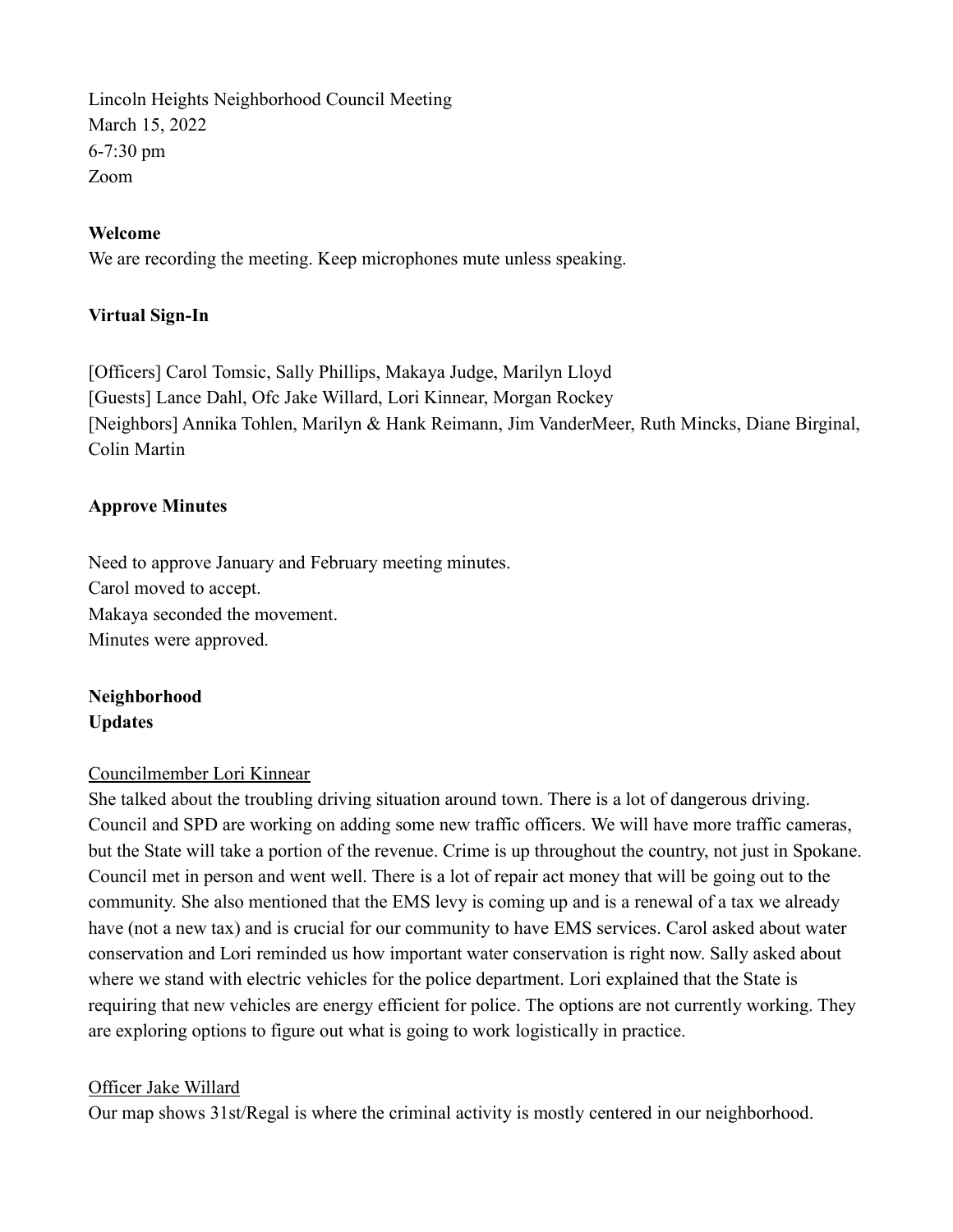Lincoln Heights Neighborhood Council Meeting
March 15, 2022
6-7:30 pm
Zoom

**Welcome**

We are recording the meeting. Keep microphones mute unless speaking.

**Virtual Sign-In**

[Officers] Carol Tomsic, Sally Phillips, Makaya Judge, Marilyn Lloyd
[Guests] Lance Dahl, Ofc Jake Willard, Lori Kinnear, Morgan Rockey
[Neighbors] Annika Tohlen, Marilyn & Hank Reimann, Jim VanderMeer, Ruth Mincks, Diane Birginal, Colin Martin

**Approve Minutes**

Need to approve January and February meeting minutes.
Carol moved to accept.
Makaya seconded the movement.
Minutes were approved.

**Neighborhood Updates**

<u>Councilmember Lori Kinnear</u>

She talked about the troubling driving situation around town. There is a lot of dangerous driving. Council and SPD are working on adding some new traffic officers. We will have more traffic cameras, but the State will take a portion of the revenue. Crime is up throughout the country, not just in Spokane. Council met in person and went well. There is a lot of repair act money that will be going out to the community. She also mentioned that the EMS levy is coming up and is a renewal of a tax we already have (not a new tax) and is crucial for our community to have EMS services. Carol asked about water conservation and Lori reminded us how important water conservation is right now. Sally asked about where we stand with electric vehicles for the police department. Lori explained that the State is requiring that new vehicles are energy efficient for police. The options are not currently working. They are exploring options to figure out what is going to work logistically in practice.

<u>Officer Jake Willard</u>

Our map shows 31st/Regal is where the criminal activity is mostly centered in our neighborhood.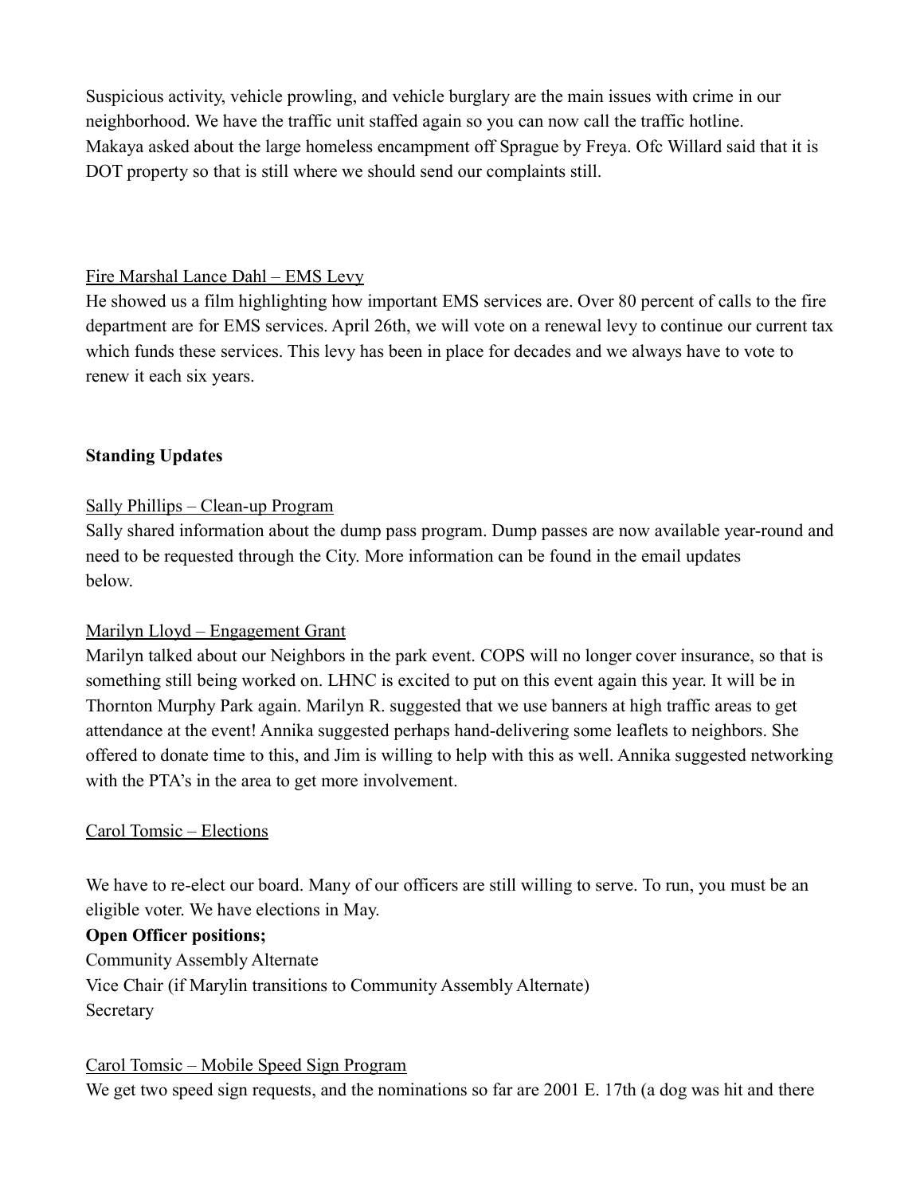Suspicious activity, vehicle prowling, and vehicle burglary are the main issues with crime in our neighborhood. We have the traffic unit staffed again so you can now call the traffic hotline.
Makaya asked about the large homeless encampment off Sprague by Freya. Ofc Willard said that it is DOT property so that is still where we should send our complaints still.

<u>Fire Marshal Lance Dahl – EMS Levy</u>
He showed us a film highlighting how important EMS services are. Over 80 percent of calls to the fire department are for EMS services. April 26th, we will vote on a renewal levy to continue our current tax which funds these services. This levy has been in place for decades and we always have to vote to renew it each six years.

**Standing Updates**

<u>Sally Phillips – Clean-up Program</u>
Sally shared information about the dump pass program. Dump passes are now available year-round and need to be requested through the City. More information can be found in the email updates below.

<u>Marilyn Lloyd – Engagement Grant</u>
Marilyn talked about our Neighbors in the park event. COPS will no longer cover insurance, so that is something still being worked on. LHNC is excited to put on this event again this year. It will be in Thornton Murphy Park again. Marilyn R. suggested that we use banners at high traffic areas to get attendance at the event! Annika suggested perhaps hand-delivering some leaflets to neighbors. She offered to donate time to this, and Jim is willing to help with this as well. Annika suggested networking with the PTA's in the area to get more involvement.

<u>Carol Tomsic – Elections</u>

We have to re-elect our board. Many of our officers are still willing to serve. To run, you must be an eligible voter. We have elections in May.

**Open Officer positions;**
Community Assembly Alternate
Vice Chair (if Marylin transitions to Community Assembly Alternate)
Secretary

<u>Carol Tomsic – Mobile Speed Sign Program</u>
We get two speed sign requests, and the nominations so far are 2001 E. 17th (a dog was hit and there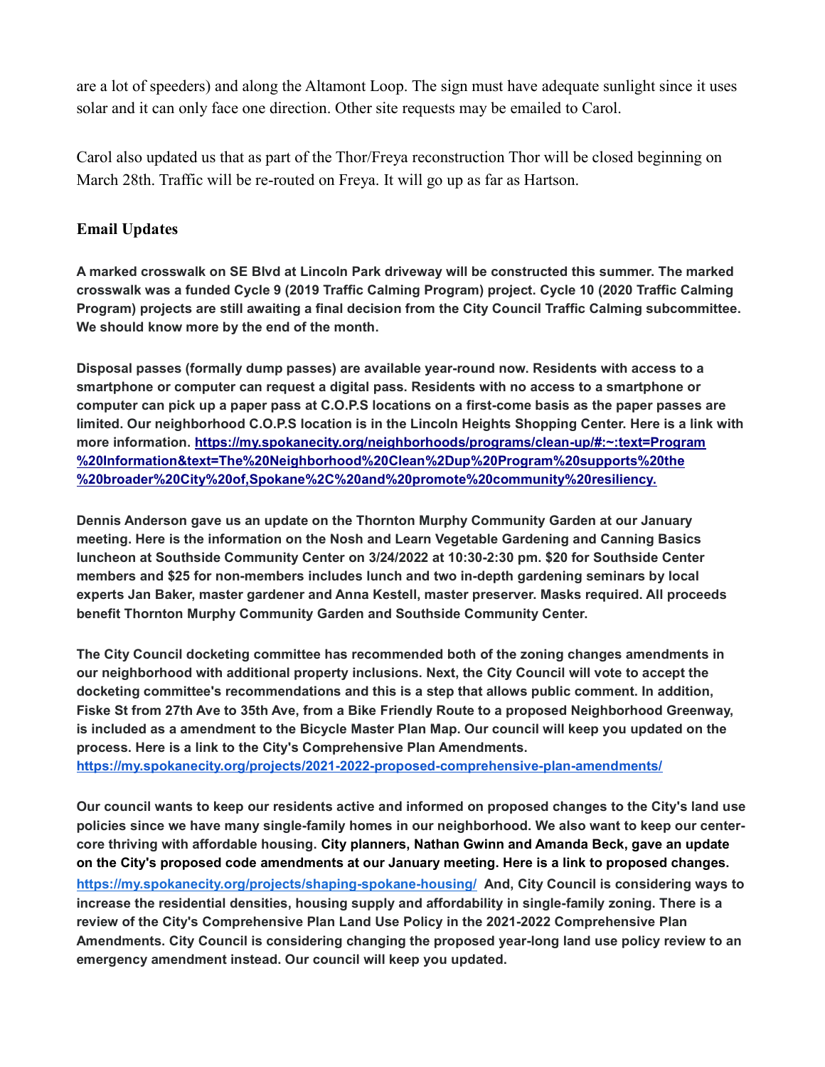are a lot of speeders) and along the Altamont Loop. The sign must have adequate sunlight since it uses solar and it can only face one direction. Other site requests may be emailed to Carol.

Carol also updated us that as part of the Thor/Freya reconstruction Thor will be closed beginning on March 28th. Traffic will be re-routed on Freya. It will go up as far as Hartson.

### Email Updates

**A marked crosswalk on SE Blvd at Lincoln Park driveway will be constructed this summer. The marked crosswalk was a funded Cycle 9 (2019 Traffic Calming Program) project. Cycle 10 (2020 Traffic Calming Program) projects are still awaiting a final decision from the City Council Traffic Calming subcommittee. We should know more by the end of the month.**

**Disposal passes (formally dump passes) are available year-round now. Residents with access to a smartphone or computer can request a digital pass. Residents with no access to a smartphone or computer can pick up a paper pass at C.O.P.S locations on a first-come basis as the paper passes are limited. Our neighborhood C.O.P.S location is in the Lincoln Heights Shopping Center. Here is a link with more information. [https://my.spokanecity.org/neighborhoods/programs/clean-up/#:~:text=Program%20Information&text=The%20Neighborhood%20Clean%2Dup%20Program%20supports%20the%20broader%20City%20of,Spokane%2C%20and%20promote%20community%20resiliency.](https://my.spokanecity.org/neighborhoods/programs/clean-up/#:~:text=Program%20Information&text=The%20Neighborhood%20Clean%2Dup%20Program%20supports%20the%20broader%20City%20of,Spokane%2C%20and%20promote%20community%20resiliency.)**

**Dennis Anderson gave us an update on the Thornton Murphy Community Garden at our January meeting. Here is the information on the Nosh and Learn Vegetable Gardening and Canning Basics luncheon at Southside Community Center on 3/24/2022 at 10:30-2:30 pm. $20 for Southside Center members and $25 for non-members includes lunch and two in-depth gardening seminars by local experts Jan Baker, master gardener and Anna Kestell, master preserver. Masks required. All proceeds benefit Thornton Murphy Community Garden and Southside Community Center.**

**The City Council docketing committee has recommended both of the zoning changes amendments in our neighborhood with additional property inclusions. Next, the City Council will vote to accept the docketing committee's recommendations and this is a step that allows public comment. In addition, Fiske St from 27th Ave to 35th Ave, from a Bike Friendly Route to a proposed Neighborhood Greenway, is included as a amendment to the Bicycle Master Plan Map. Our council will keep you updated on the process. Here is a link to the City's Comprehensive Plan Amendments. [https://my.spokanecity.org/projects/2021-2022-proposed-comprehensive-plan-amendments/](https://my.spokanecity.org/projects/2021-2022-proposed-comprehensive-plan-amendments/)**

**Our council wants to keep our residents active and informed on proposed changes to the City's land use policies since we have many single-family homes in our neighborhood. We also want to keep our center-core thriving with affordable housing. City planners, Nathan Gwinn and Amanda Beck, gave an update on the City's proposed code amendments at our January meeting. Here is a link to proposed changes. [https://my.spokanecity.org/projects/shaping-spokane-housing/](https://my.spokanecity.org/projects/shaping-spokane-housing/) And, City Council is considering ways to increase the residential densities, housing supply and affordability in single-family zoning. There is a review of the City's Comprehensive Plan Land Use Policy in the 2021-2022 Comprehensive Plan Amendments. City Council is considering changing the proposed year-long land use policy review to an emergency amendment instead. Our council will keep you updated.**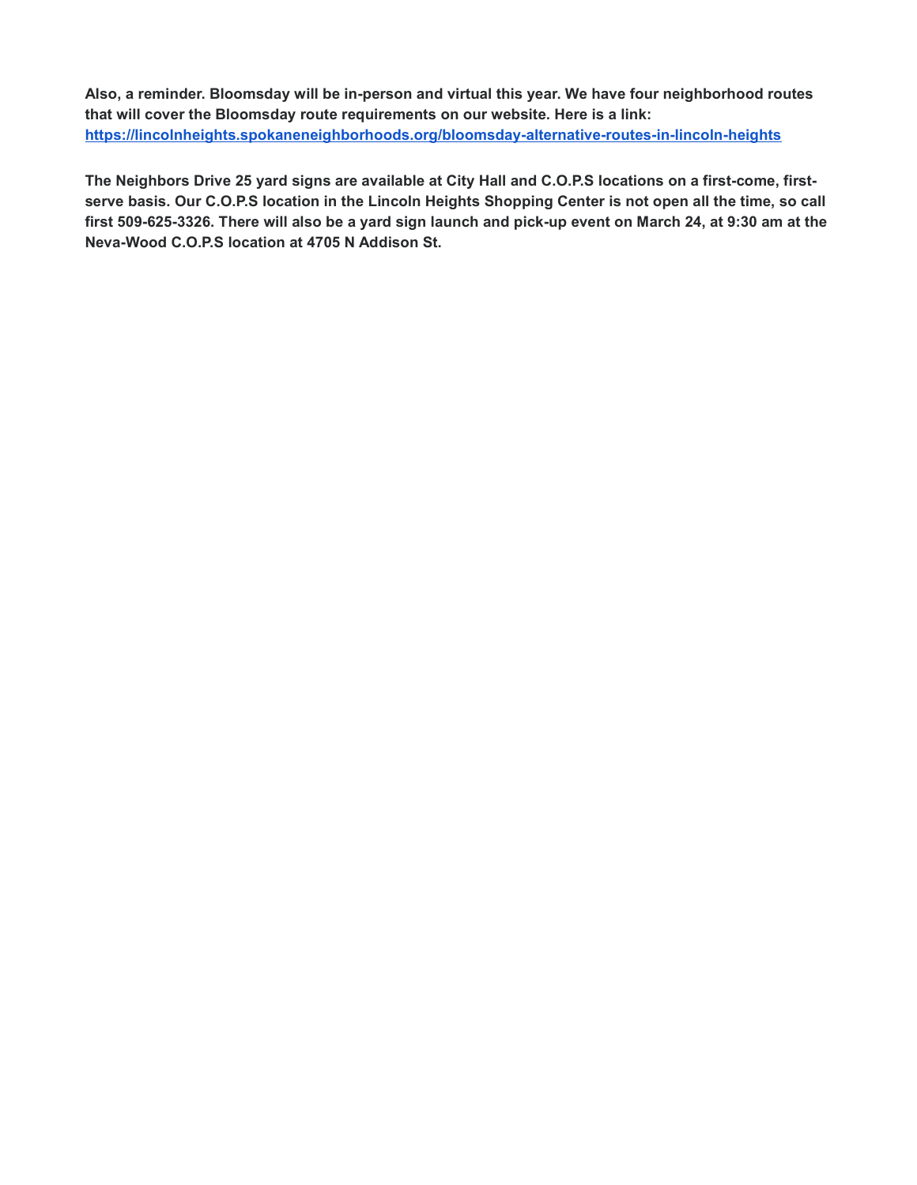**Also, a reminder. Bloomsday will be in-person and virtual this year. We have four neighborhood routes that will cover the Bloomsday route requirements on our website. Here is a link: [https://lincolnheights.spokaneneighborhoods.org/bloomsday-alternative-routes-in-lincoln-heights](https://lincolnheights.spokaneneighborhoods.org/bloomsday-alternative-routes-in-lincoln-heights)**

**The Neighbors Drive 25 yard signs are available at City Hall and C.O.P.S locations on a first-come, first-serve basis. Our C.O.P.S location in the Lincoln Heights Shopping Center is not open all the time, so call first 509-625-3326. There will also be a yard sign launch and pick-up event on March 24, at 9:30 am at the Neva-Wood C.O.P.S location at 4705 N Addison St.**